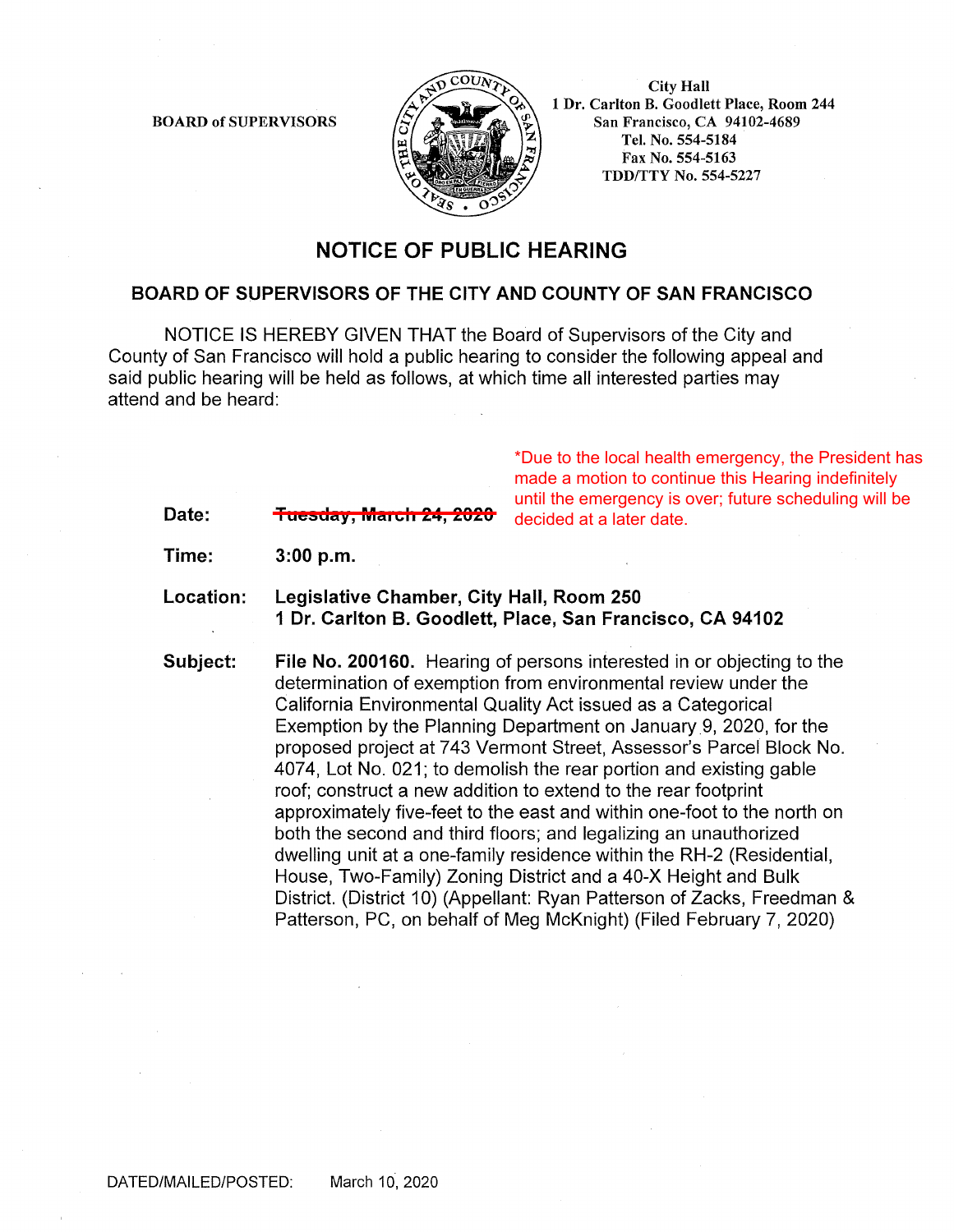BOARD of SUPERVISORS

City Hall
1 Dr. Carlton B. Goodlett Place, Room 244
San Francisco, CA 94102-4689
Tel. No. 554-5184
Fax No. 554-5163
TDD/TTY No. 554-5227

# NOTICE OF PUBLIC HEARING

## BOARD OF SUPERVISORS OF THE CITY AND COUNTY OF SAN FRANCISCO

NOTICE IS HEREBY GIVEN THAT the Board of Supervisors of the City and County of San Francisco will hold a public hearing to consider the following appeal and said public hearing will be held as follows, at which time all interested parties may attend and be heard:

*Due to the local health emergency, the President has made a motion to continue this Hearing indefinitely until the emergency is over; future scheduling will be decided at a later date.

**Date:** ~~Tuesday, March 24, 2020~~

**Time:** **3:00 p.m.**

**Location:** **Legislative Chamber, City Hall, Room 250**
**1 Dr. Carlton B. Goodlett, Place, San Francisco, CA 94102**

**Subject:** **File No. 200160.** Hearing of persons interested in or objecting to the determination of exemption from environmental review under the California Environmental Quality Act issued as a Categorical Exemption by the Planning Department on January 9, 2020, for the proposed project at 743 Vermont Street, Assessor's Parcel Block No. 4074, Lot No. 021; to demolish the rear portion and existing gable roof; construct a new addition to extend to the rear footprint approximately five-feet to the east and within one-foot to the north on both the second and third floors; and legalizing an unauthorized dwelling unit at a one-family residence within the RH-2 (Residential, House, Two-Family) Zoning District and a 40-X Height and Bulk District. (District 10) (Appellant: Ryan Patterson of Zacks, Freedman & Patterson, PC, on behalf of Meg McKnight) (Filed February 7, 2020)

DATED/MAILED/POSTED: March 10, 2020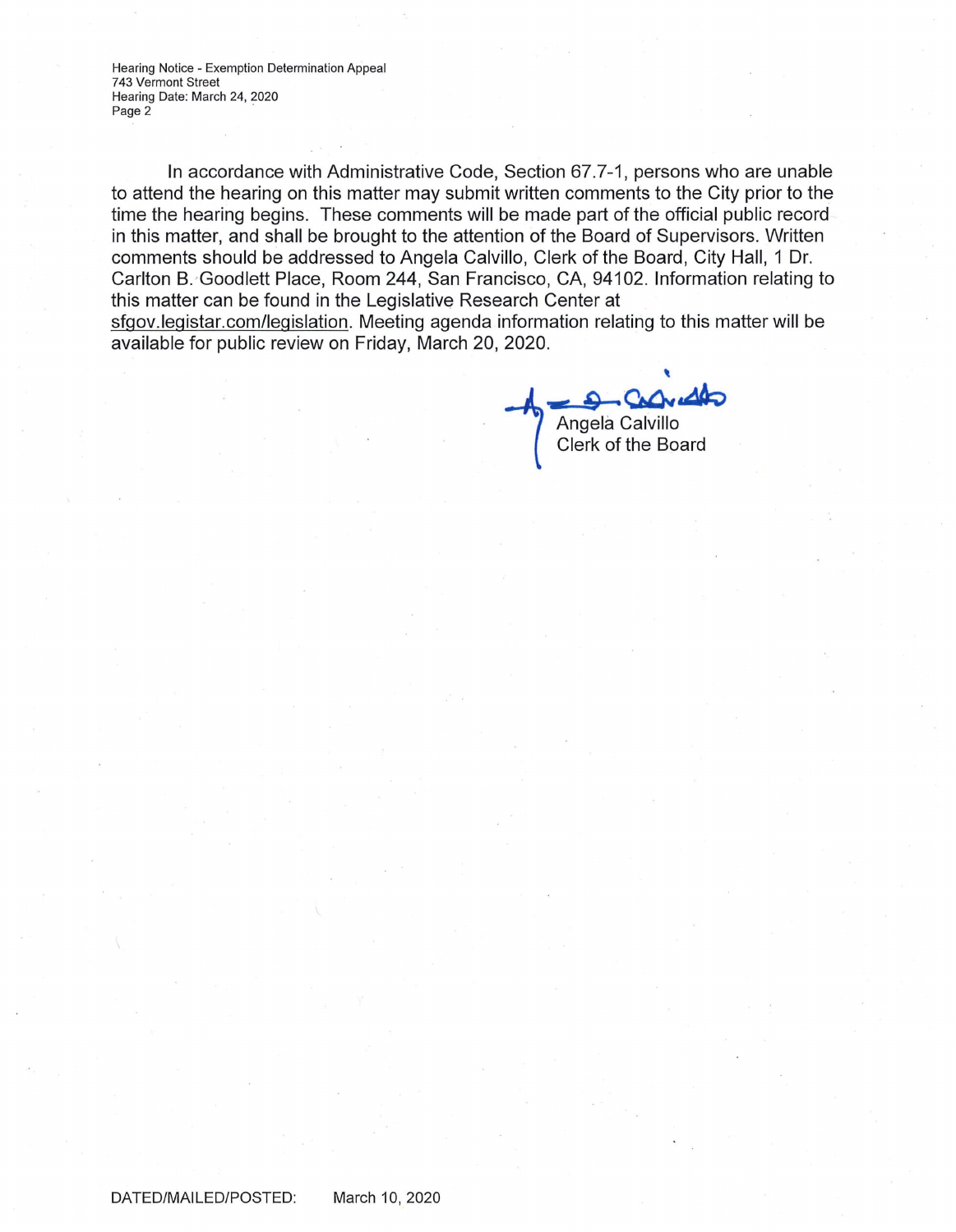In accordance with Administrative Code, Section 67.7-1, persons who are unable to attend the hearing on this matter may submit written comments to the City prior to the time the hearing begins. These comments will be made part of the official public record in this matter, and shall be brought to the attention of the Board of Supervisors. Written comments should be addressed to Angela Calvillo, Clerk of the Board, City Hall, 1 Dr. Carlton B. Goodlett Place, Room 244, San Francisco, CA, 94102. Information relating to this matter can be found in the Legislative Research Center at sfgov.legistar.com/legislation. Meeting agenda information relating to this matter will be available for public review on Friday, March 20, 2020.

Angela Calvillo
Clerk of the Board

DATED/MAILED/POSTED: March 10, 2020